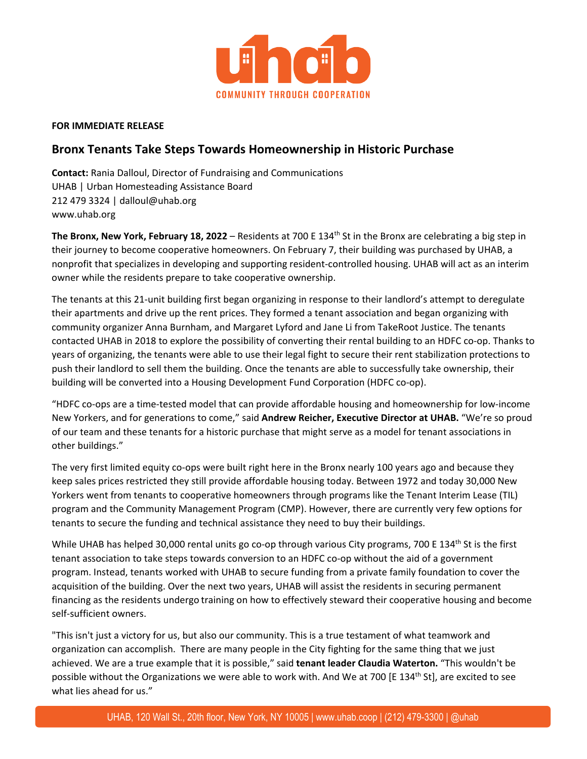uhab

COMMUNITY THROUGH COOPERATION

**FOR IMMEDIATE RELEASE**

## Bronx Tenants Take Steps Towards Homeownership in Historic Purchase

**Contact:** Rania Dalloul, Director of Fundraising and Communications
UHAB | Urban Homesteading Assistance Board
212 479 3324 | dalloul@uhab.org
www.uhab.org

**The Bronx, New York, February 18, 2022** – Residents at 700 E 134th St in the Bronx are celebrating a big step in their journey to become cooperative homeowners. On February 7, their building was purchased by UHAB, a nonprofit that specializes in developing and supporting resident-controlled housing. UHAB will act as an interim owner while the residents prepare to take cooperative ownership.

The tenants at this 21-unit building first began organizing in response to their landlord's attempt to deregulate their apartments and drive up the rent prices. They formed a tenant association and began organizing with community organizer Anna Burnham, and Margaret Lyford and Jane Li from TakeRoot Justice. The tenants contacted UHAB in 2018 to explore the possibility of converting their rental building to an HDFC co-op. Thanks to years of organizing, the tenants were able to use their legal fight to secure their rent stabilization protections to push their landlord to sell them the building. Once the tenants are able to successfully take ownership, their building will be converted into a Housing Development Fund Corporation (HDFC co-op).

"HDFC co-ops are a time-tested model that can provide affordable housing and homeownership for low-income New Yorkers, and for generations to come," said **Andrew Reicher, Executive Director at UHAB.** "We're so proud of our team and these tenants for a historic purchase that might serve as a model for tenant associations in other buildings."

The very first limited equity co-ops were built right here in the Bronx nearly 100 years ago and because they keep sales prices restricted they still provide affordable housing today. Between 1972 and today 30,000 New Yorkers went from tenants to cooperative homeowners through programs like the Tenant Interim Lease (TIL) program and the Community Management Program (CMP). However, there are currently very few options for tenants to secure the funding and technical assistance they need to buy their buildings.

While UHAB has helped 30,000 rental units go co-op through various City programs, 700 E 134th St is the first tenant association to take steps towards conversion to an HDFC co-op without the aid of a government program. Instead, tenants worked with UHAB to secure funding from a private family foundation to cover the acquisition of the building. Over the next two years, UHAB will assist the residents in securing permanent financing as the residents undergo training on how to effectively steward their cooperative housing and become self-sufficient owners.

"This isn't just a victory for us, but also our community. This is a true testament of what teamwork and organization can accomplish. There are many people in the City fighting for the same thing that we just achieved. We are a true example that it is possible," said **tenant leader Claudia Waterton.** "This wouldn't be possible without the Organizations we were able to work with. And We at 700 [E 134th St], are excited to see what lies ahead for us."

UHAB, 120 Wall St., 20th floor, New York, NY 10005 | www.uhab.coop | (212) 479-3300 | @uhab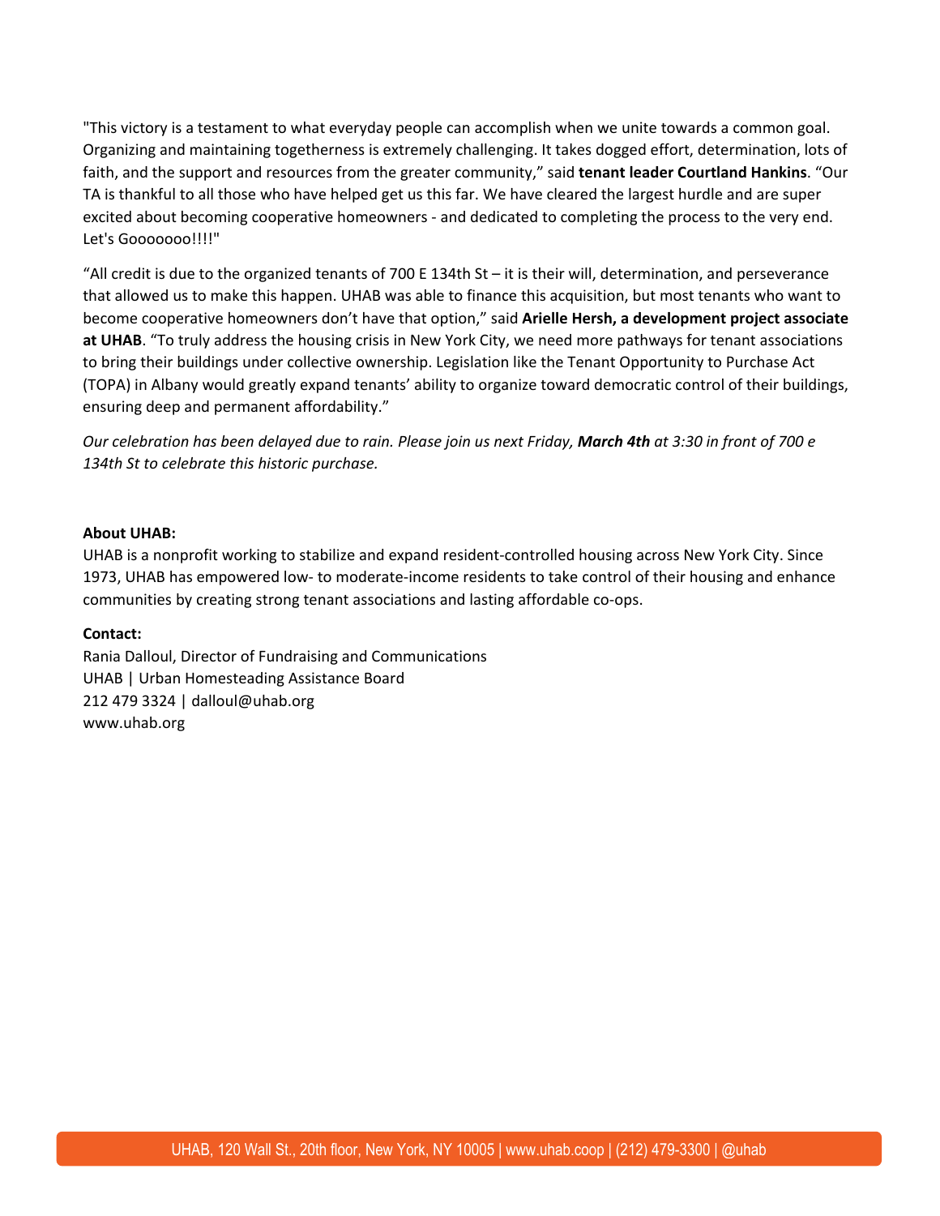"This victory is a testament to what everyday people can accomplish when we unite towards a common goal. Organizing and maintaining togetherness is extremely challenging. It takes dogged effort, determination, lots of faith, and the support and resources from the greater community," said **tenant leader Courtland Hankins**. "Our TA is thankful to all those who have helped get us this far. We have cleared the largest hurdle and are super excited about becoming cooperative homeowners - and dedicated to completing the process to the very end. Let's Gooooooo!!!!"

"All credit is due to the organized tenants of 700 E 134th St – it is their will, determination, and perseverance that allowed us to make this happen. UHAB was able to finance this acquisition, but most tenants who want to become cooperative homeowners don't have that option," said **Arielle Hersh, a development project associate at UHAB**. "To truly address the housing crisis in New York City, we need more pathways for tenant associations to bring their buildings under collective ownership. Legislation like the Tenant Opportunity to Purchase Act (TOPA) in Albany would greatly expand tenants' ability to organize toward democratic control of their buildings, ensuring deep and permanent affordability."

*Our celebration has been delayed due to rain. Please join us next Friday, **March 4th** at 3:30 in front of 700 e 134th St to celebrate this historic purchase.*

**About UHAB:**
UHAB is a nonprofit working to stabilize and expand resident-controlled housing across New York City. Since 1973, UHAB has empowered low- to moderate-income residents to take control of their housing and enhance communities by creating strong tenant associations and lasting affordable co-ops.

**Contact:**
Rania Dalloul, Director of Fundraising and Communications
UHAB | Urban Homesteading Assistance Board
212 479 3324 | dalloul@uhab.org
www.uhab.org